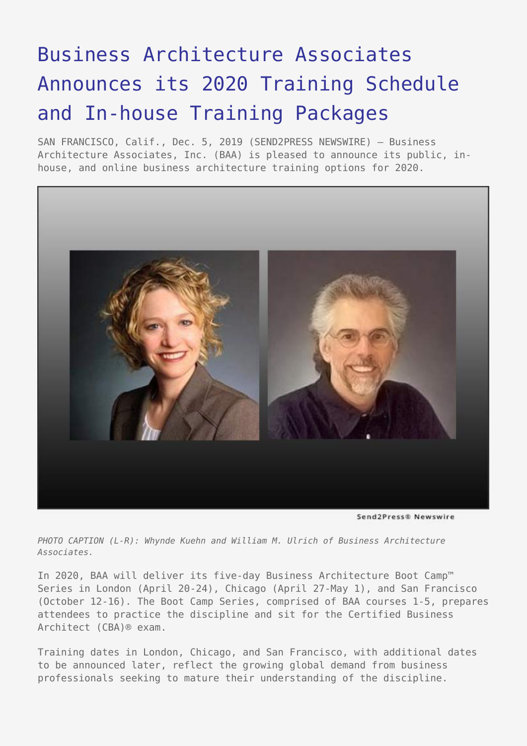# Business Architecture Associates Announces its 2020 Training Schedule and In-house Training Packages

SAN FRANCISCO, Calif., Dec. 5, 2019 (SEND2PRESS NEWSWIRE) — Business Architecture Associates, Inc. (BAA) is pleased to announce its public, in-house, and online business architecture training options for 2020.

*PHOTO CAPTION (L-R): Whynde Kuehn and William M. Ulrich of Business Architecture Associates.*

In 2020, BAA will deliver its five-day Business Architecture Boot Camp™ Series in London (April 20-24), Chicago (April 27-May 1), and San Francisco (October 12-16). The Boot Camp Series, comprised of BAA courses 1-5, prepares attendees to practice the discipline and sit for the Certified Business Architect (CBA)® exam.

Training dates in London, Chicago, and San Francisco, with additional dates to be announced later, reflect the growing global demand from business professionals seeking to mature their understanding of the discipline.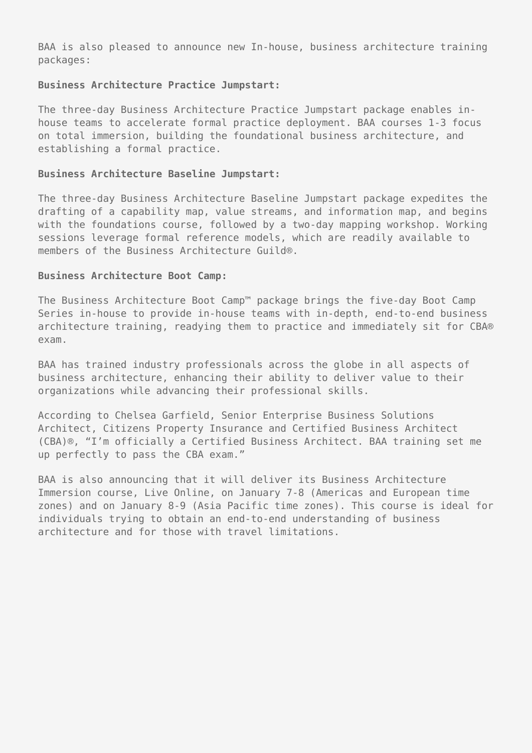BAA is also pleased to announce new In-house, business architecture training packages:

**Business Architecture Practice Jumpstart:**

The three-day Business Architecture Practice Jumpstart package enables in-house teams to accelerate formal practice deployment. BAA courses 1-3 focus on total immersion, building the foundational business architecture, and establishing a formal practice.

**Business Architecture Baseline Jumpstart:**

The three-day Business Architecture Baseline Jumpstart package expedites the drafting of a capability map, value streams, and information map, and begins with the foundations course, followed by a two-day mapping workshop. Working sessions leverage formal reference models, which are readily available to members of the Business Architecture Guild®.

**Business Architecture Boot Camp:**

The Business Architecture Boot Camp™ package brings the five-day Boot Camp Series in-house to provide in-house teams with in-depth, end-to-end business architecture training, readying them to practice and immediately sit for CBA® exam.

BAA has trained industry professionals across the globe in all aspects of business architecture, enhancing their ability to deliver value to their organizations while advancing their professional skills.

According to Chelsea Garfield, Senior Enterprise Business Solutions Architect, Citizens Property Insurance and Certified Business Architect (CBA)®, "I'm officially a Certified Business Architect. BAA training set me up perfectly to pass the CBA exam."

BAA is also announcing that it will deliver its Business Architecture Immersion course, Live Online, on January 7-8 (Americas and European time zones) and on January 8-9 (Asia Pacific time zones). This course is ideal for individuals trying to obtain an end-to-end understanding of business architecture and for those with travel limitations.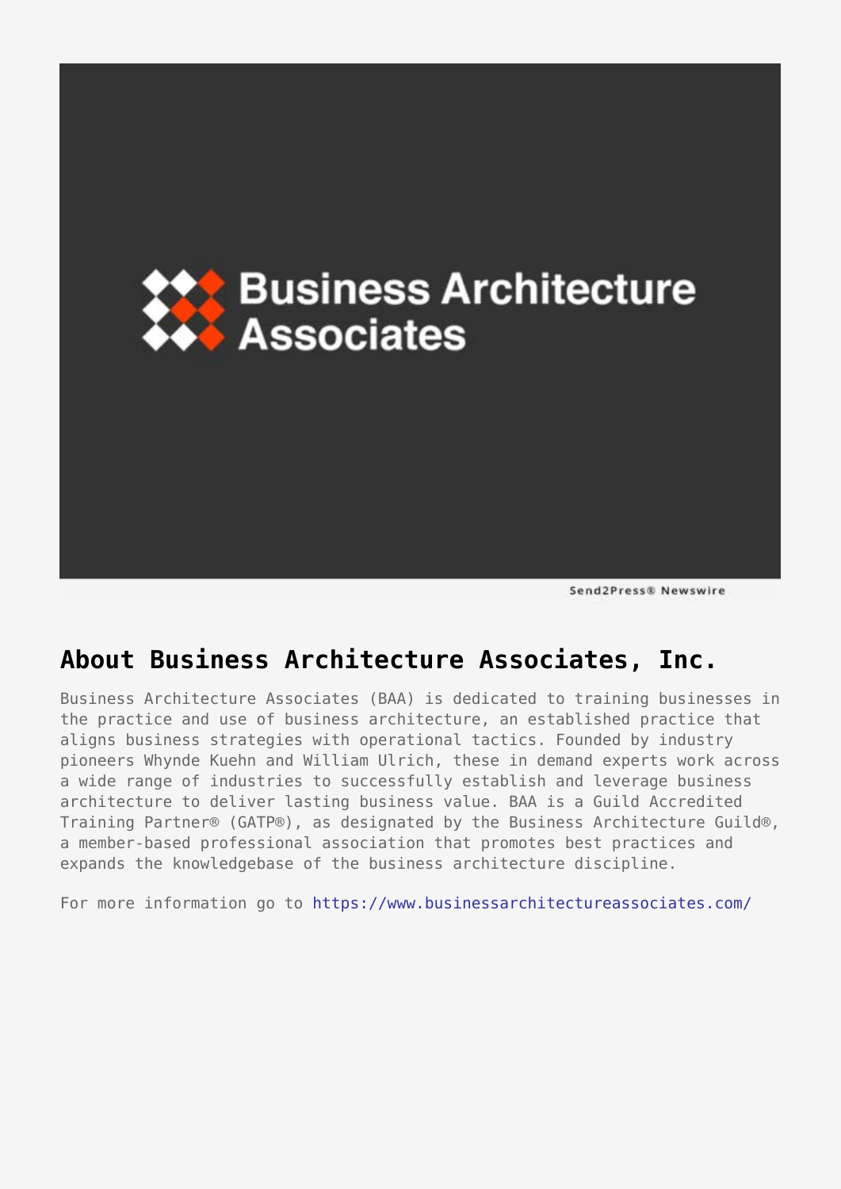## About Business Architecture Associates, Inc.

Business Architecture Associates (BAA) is dedicated to training businesses in the practice and use of business architecture, an established practice that aligns business strategies with operational tactics. Founded by industry pioneers Whynde Kuehn and William Ulrich, these in demand experts work across a wide range of industries to successfully establish and leverage business architecture to deliver lasting business value. BAA is a Guild Accredited Training Partner® (GATP®), as designated by the Business Architecture Guild®, a member-based professional association that promotes best practices and expands the knowledgebase of the business architecture discipline.

For more information go to https://www.businessarchitectureassociates.com/